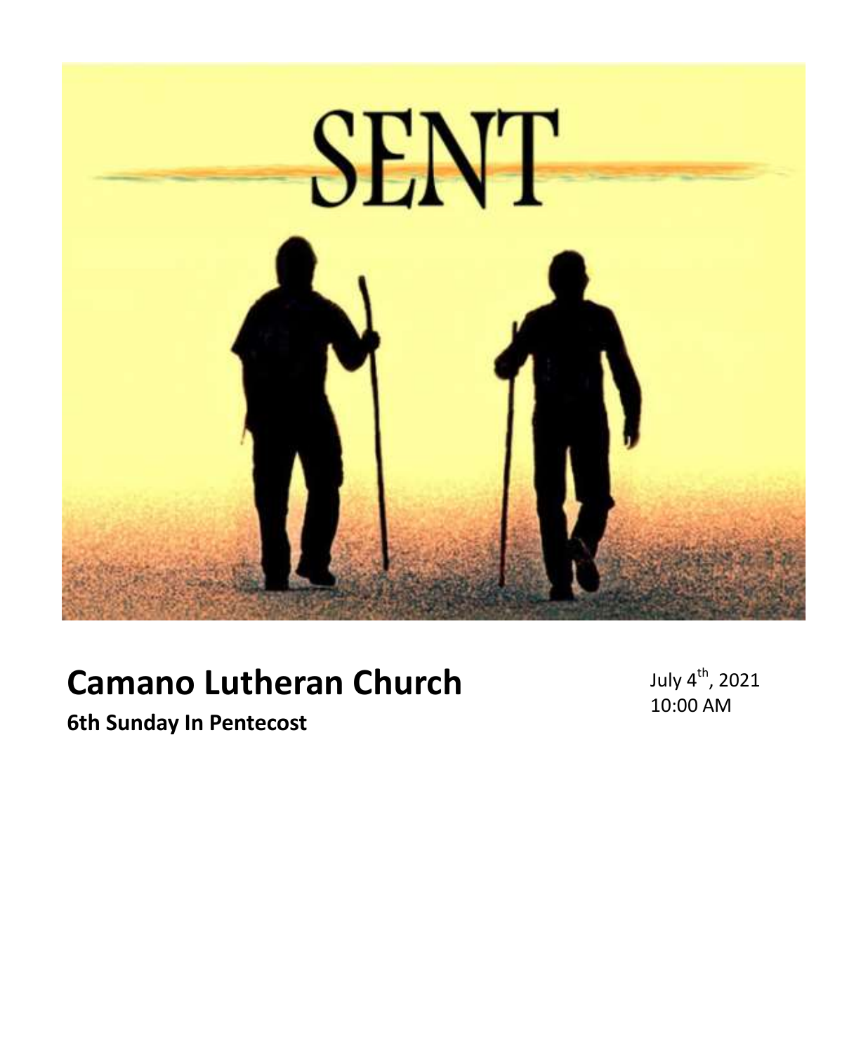SENT

# Camano Lutheran Church

**6th Sunday In Pentecost**

July 4th, 2021
10:00 AM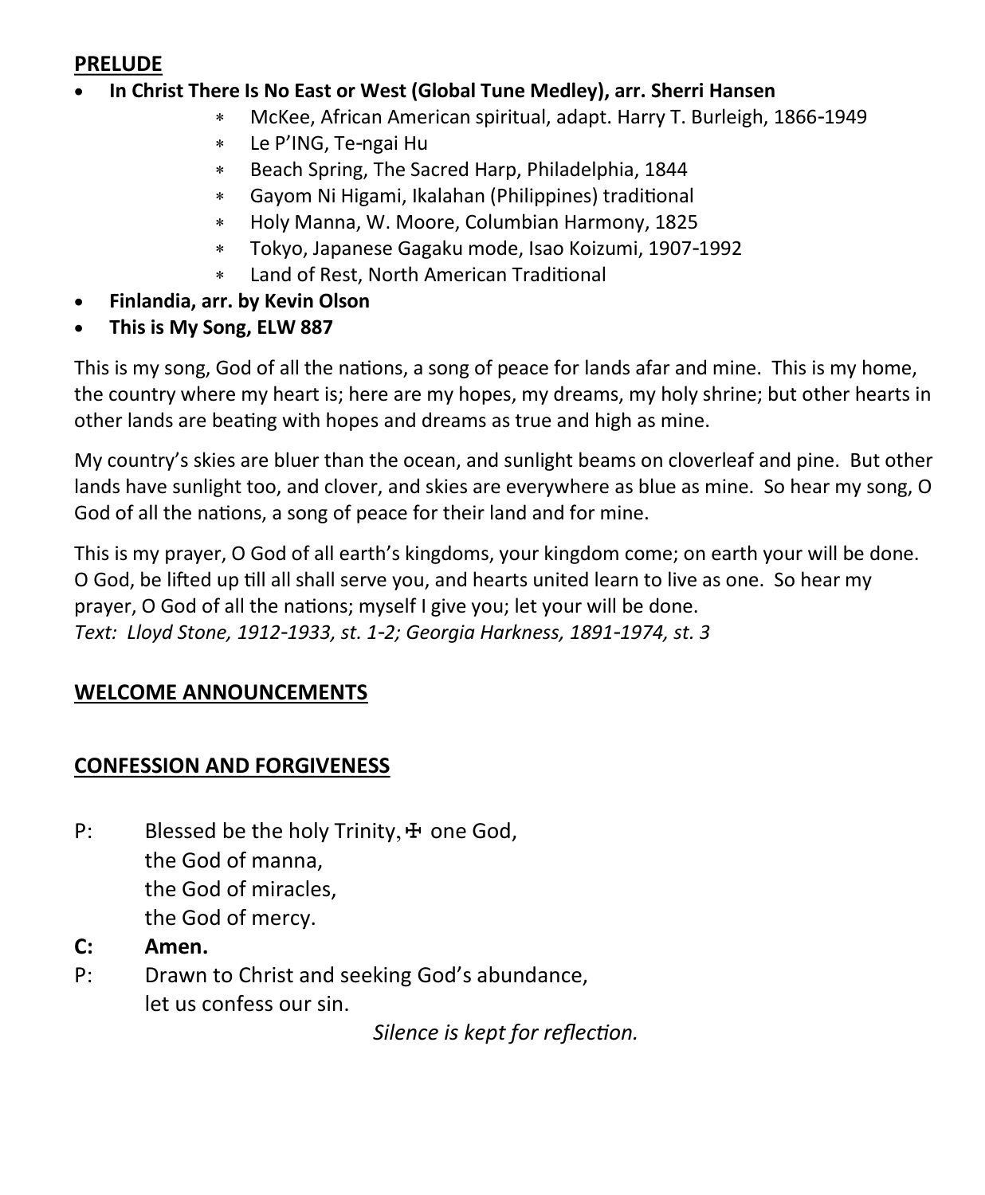## PRELUDE

- **In Christ There Is No East or West (Global Tune Medley), arr. Sherri Hansen**
  - McKee, African American spiritual, adapt. Harry T. Burleigh, 1866-1949
  - Le P'ING, Te-ngai Hu
  - Beach Spring, The Sacred Harp, Philadelphia, 1844
  - Gayom Ni Higami, Ikalahan (Philippines) traditional
  - Holy Manna, W. Moore, Columbian Harmony, 1825
  - Tokyo, Japanese Gagaku mode, Isao Koizumi, 1907-1992
  - Land of Rest, North American Traditional
- **Finlandia, arr. by Kevin Olson**
- **This is My Song, ELW 887**

This is my song, God of all the nations, a song of peace for lands afar and mine. This is my home, the country where my heart is; here are my hopes, my dreams, my holy shrine; but other hearts in other lands are beating with hopes and dreams as true and high as mine.

My country's skies are bluer than the ocean, and sunlight beams on cloverleaf and pine. But other lands have sunlight too, and clover, and skies are everywhere as blue as mine. So hear my song, O God of all the nations, a song of peace for their land and for mine.

This is my prayer, O God of all earth's kingdoms, your kingdom come; on earth your will be done. O God, be lifted up till all shall serve you, and hearts united learn to live as one. So hear my prayer, O God of all the nations; myself I give you; let your will be done.
*Text: Lloyd Stone, 1912-1933, st. 1-2; Georgia Harkness, 1891-1974, st. 3*

## WELCOME ANNOUNCEMENTS

## CONFESSION AND FORGIVENESS

P: Blessed be the holy Trinity, ☩ one God,
the God of manna,
the God of miracles,
the God of mercy.

**C: Amen.**

P: Drawn to Christ and seeking God's abundance,
let us confess our sin.

*Silence is kept for reflection.*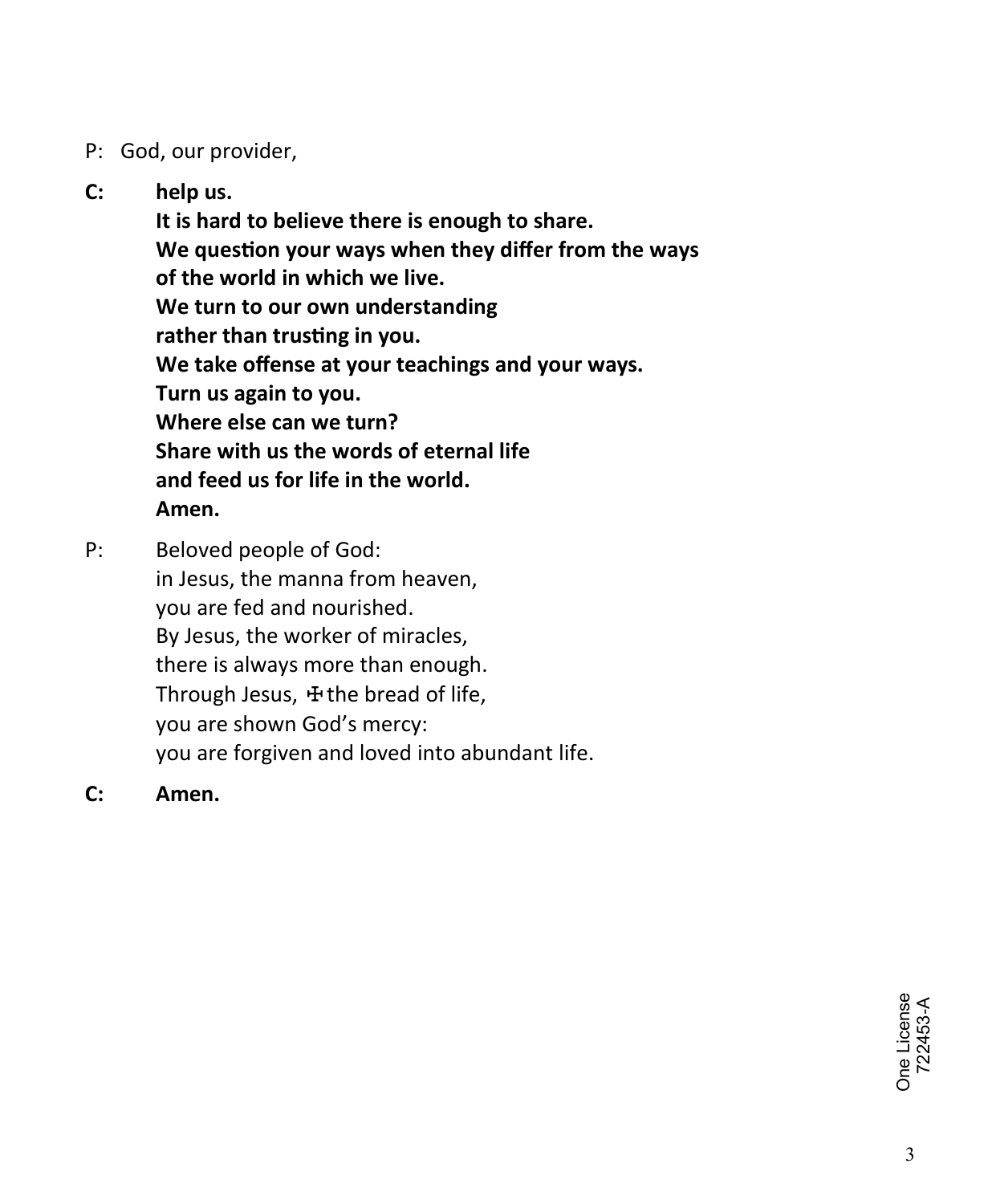P: God, our provider,

**C: help us.**
**It is hard to believe there is enough to share.**
**We question your ways when they differ from the ways of the world in which we live.**
**We turn to our own understanding rather than trusting in you.**
**We take offense at your teachings and your ways.**
**Turn us again to you.**
**Where else can we turn?**
**Share with us the words of eternal life and feed us for life in the world.**
**Amen.**

P: Beloved people of God:
in Jesus, the manna from heaven,
you are fed and nourished.
By Jesus, the worker of miracles,
there is always more than enough.
Through Jesus, ☩ the bread of life,
you are shown God's mercy:
you are forgiven and loved into abundant life.

**C: Amen.**

One License 722453-A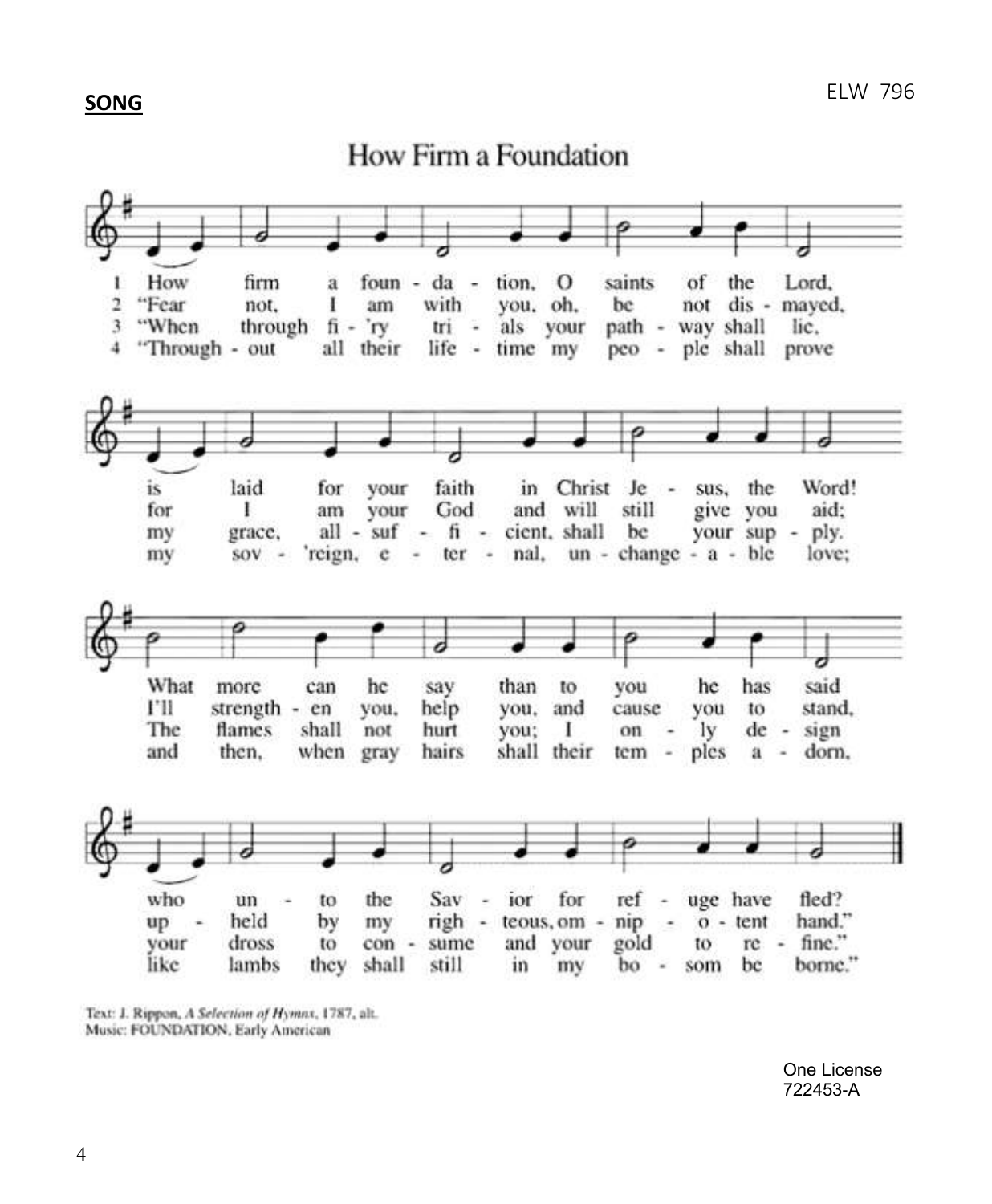**SONG**

ELW 796

# How Firm a Foundation

1 How firm a foundation, O saints of the Lord,
is laid for your faith in Christ Jesus, the Word!
What more can he say than to you he has said
who unto the Savior for refuge have fled?

2 "Fear not, I am with you, oh, be not dismayed,
for I am your God and will still give you aid;
I'll strengthen you, help you, and cause you to stand,
upheld by my righteous, omnipotent hand."

3 "When through fiery trials your pathway shall lie,
my grace, all-sufficient, shall be your supply.
The flames shall not hurt you; I only design
your dross to consume and your gold to refine."

4 "Throughout all their lifetime my people shall prove
my sov'reign, eternal, unchangeable love;
and then, when gray hairs shall their temples adorn,
like lambs they shall still in my bosom be borne."

Text: J. Rippon, *A Selection of Hymns*, 1787, alt.
Music: FOUNDATION, Early American

One License
722453-A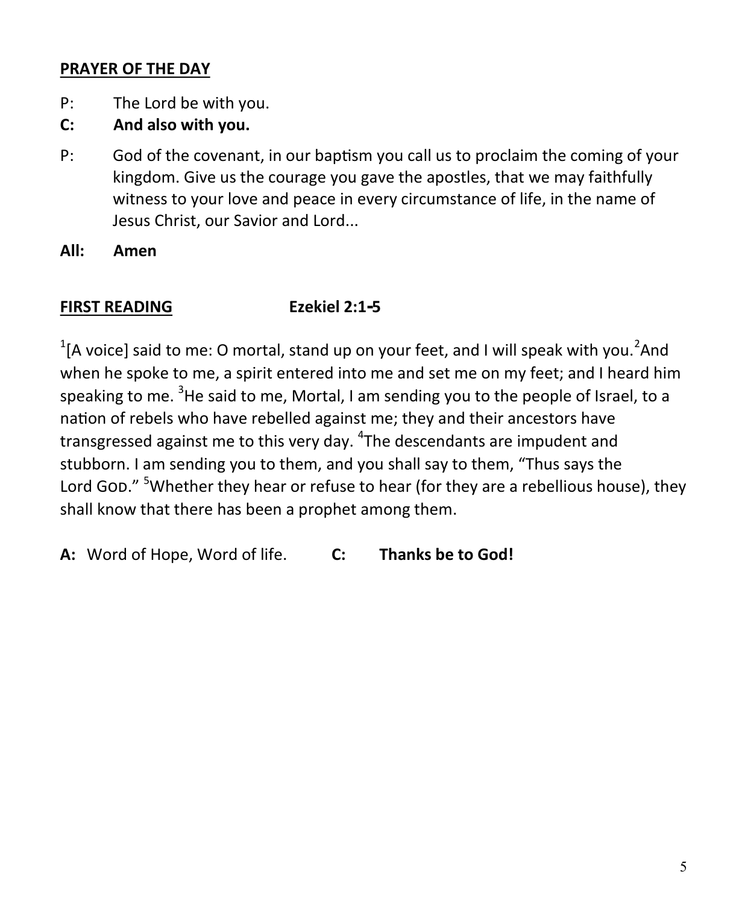**PRAYER OF THE DAY**

P: The Lord be with you.

**C: And also with you.**

P: God of the covenant, in our baptism you call us to proclaim the coming of your kingdom. Give us the courage you gave the apostles, that we may faithfully witness to your love and peace in every circumstance of life, in the name of Jesus Christ, our Savior and Lord...

**All: Amen**

**FIRST READING** **Ezekiel 2:1-5**

[1][A voice] said to me: O mortal, stand up on your feet, and I will speak with you.[2]And when he spoke to me, a spirit entered into me and set me on my feet; and I heard him speaking to me. [3]He said to me, Mortal, I am sending you to the people of Israel, to a nation of rebels who have rebelled against me; they and their ancestors have transgressed against me to this very day. [4]The descendants are impudent and stubborn. I am sending you to them, and you shall say to them, "Thus says the Lord GOD." [5]Whether they hear or refuse to hear (for they are a rebellious house), they shall know that there has been a prophet among them.

**A:** Word of Hope, Word of life. **C: Thanks be to God!**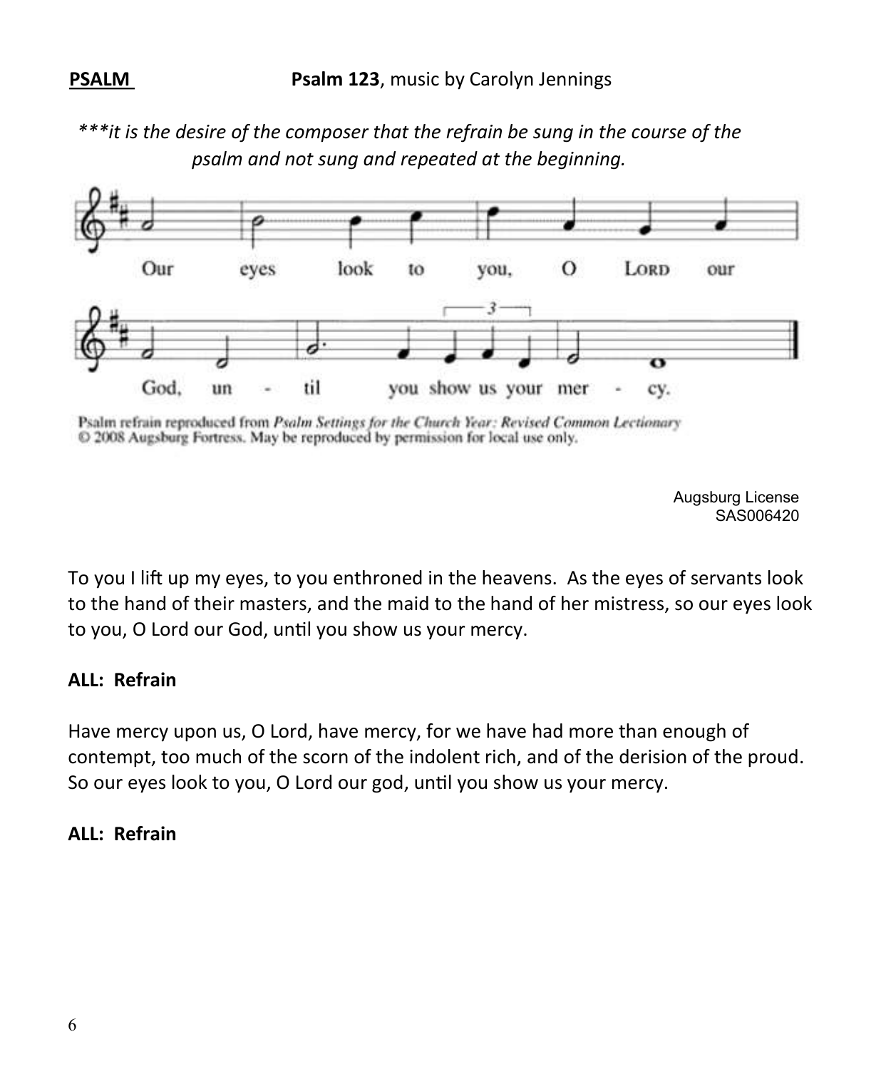**PSALM** **Psalm 123**, music by Carolyn Jennings

*\*\*\*it is the desire of the composer that the refrain be sung in the course of the psalm and not sung and repeated at the beginning.*

Our eyes look to you, O LORD our God, un - til you show us your mer - cy.

Psalm refrain reproduced from *Psalm Settings for the Church Year: Revised Common Lectionary*
© 2008 Augsburg Fortress. May be reproduced by permission for local use only.

Augsburg License
SAS006420

To you I lift up my eyes, to you enthroned in the heavens. As the eyes of servants look to the hand of their masters, and the maid to the hand of her mistress, so our eyes look to you, O Lord our God, until you show us your mercy.

**ALL: Refrain**

Have mercy upon us, O Lord, have mercy, for we have had more than enough of contempt, too much of the scorn of the indolent rich, and of the derision of the proud. So our eyes look to you, O Lord our god, until you show us your mercy.

**ALL: Refrain**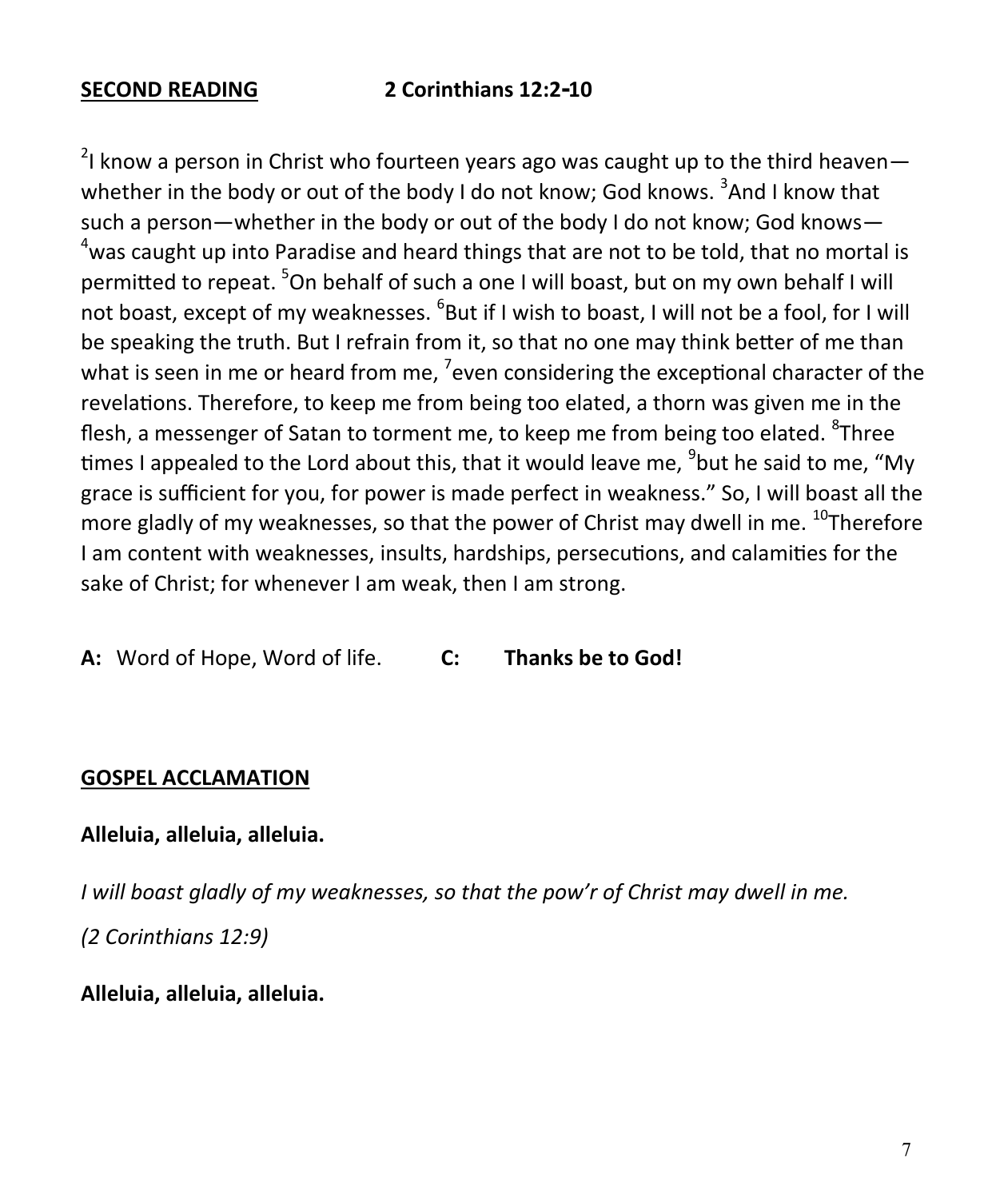**<u>SECOND READING</u>** **2 Corinthians 12:2-10**

[2]I know a person in Christ who fourteen years ago was caught up to the third heaven—whether in the body or out of the body I do not know; God knows. [3]And I know that such a person—whether in the body or out of the body I do not know; God knows—[4]was caught up into Paradise and heard things that are not to be told, that no mortal is permitted to repeat. [5]On behalf of such a one I will boast, but on my own behalf I will not boast, except of my weaknesses. [6]But if I wish to boast, I will not be a fool, for I will be speaking the truth. But I refrain from it, so that no one may think better of me than what is seen in me or heard from me, [7]even considering the exceptional character of the revelations. Therefore, to keep me from being too elated, a thorn was given me in the flesh, a messenger of Satan to torment me, to keep me from being too elated. [8]Three times I appealed to the Lord about this, that it would leave me, [9]but he said to me, "My grace is sufficient for you, for power is made perfect in weakness." So, I will boast all the more gladly of my weaknesses, so that the power of Christ may dwell in me. [10]Therefore I am content with weaknesses, insults, hardships, persecutions, and calamities for the sake of Christ; for whenever I am weak, then I am strong.

**A:** Word of Hope, Word of life. **C:** **Thanks be to God!**

**<u>GOSPEL ACCLAMATION</u>**

**Alleluia, alleluia, alleluia.**

*I will boast gladly of my weaknesses, so that the pow'r of Christ may dwell in me.*

*(2 Corinthians 12:9)*

**Alleluia, alleluia, alleluia.**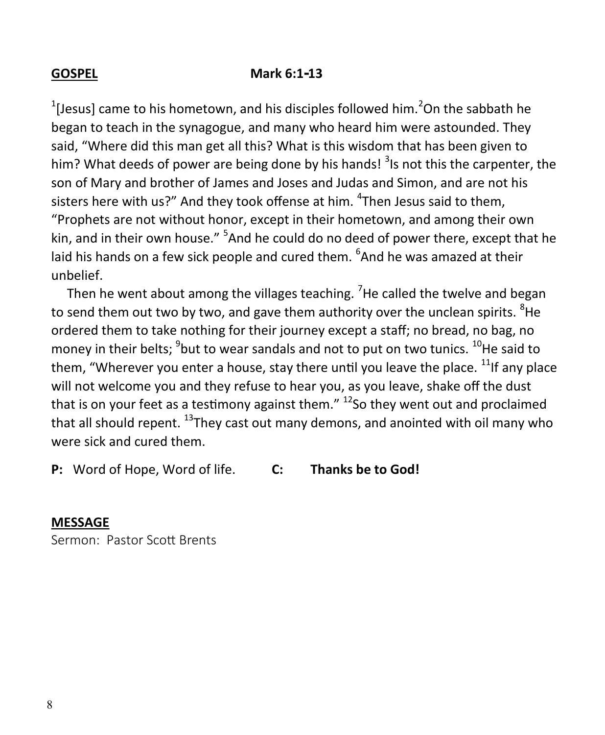**GOSPEL** **Mark 6:1-13**

[1][Jesus] came to his hometown, and his disciples followed him.[2]On the sabbath he began to teach in the synagogue, and many who heard him were astounded. They said, "Where did this man get all this? What is this wisdom that has been given to him? What deeds of power are being done by his hands! [3]Is not this the carpenter, the son of Mary and brother of James and Joses and Judas and Simon, and are not his sisters here with us?" And they took offense at him. [4]Then Jesus said to them, "Prophets are not without honor, except in their hometown, and among their own kin, and in their own house." [5]And he could do no deed of power there, except that he laid his hands on a few sick people and cured them. [6]And he was amazed at their unbelief.

Then he went about among the villages teaching. [7]He called the twelve and began to send them out two by two, and gave them authority over the unclean spirits. [8]He ordered them to take nothing for their journey except a staff; no bread, no bag, no money in their belts; [9]but to wear sandals and not to put on two tunics. [10]He said to them, "Wherever you enter a house, stay there until you leave the place. [11]If any place will not welcome you and they refuse to hear you, as you leave, shake off the dust that is on your feet as a testimony against them." [12]So they went out and proclaimed that all should repent. [13]They cast out many demons, and anointed with oil many who were sick and cured them.

**P:** Word of Hope, Word of life. **C:** **Thanks be to God!**

**MESSAGE**

Sermon: Pastor Scott Brents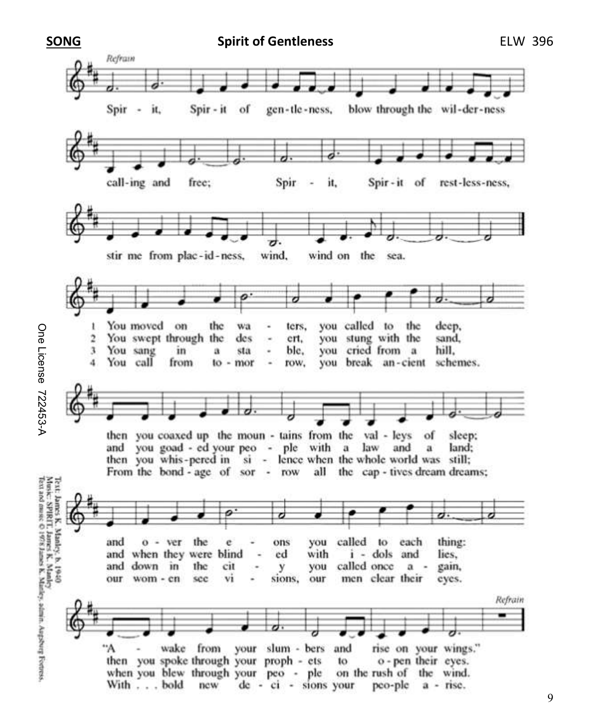**SONG** **Spirit of Gentleness** ELW 396

*Refrain*

Spir - it, Spir - it of gen - tle - ness, blow through the wil - der - ness call - ing and free; Spir - it, Spir - it of rest - less - ness, stir me from plac - id - ness, wind, wind on the sea.

1 You moved on the wa - ters, you called to the deep, then you coaxed up the moun - tains from the val - leys of sleep; and o - ver the e - ons you called to each thing: "A - wake from your slum - bers and rise on your wings."

2 You swept through the des - ert, you stung with the sand, and you goad - ed your peo - ple with a law and a land; and when they were blind - ed with i - dols and lies, then you spoke through your proph - ets to o - pen their eyes.

3 You sang in a sta - ble, you cried from a hill, then you whis - pered in si - lence when the whole world was still; and down in the cit - y you called once a - gain, when you blew through your peo - ple on the rush of the wind.

4 You call from to - mor - row, you break an - cient schemes. From the bond - age of sor - row all the cap - tives dream dreams; our wom - en see vi - sions, our men clear their eyes. With . . . bold new de - ci - sions your peo - ple a - rise.

*Refrain*

One License 722453-A

Text: James K. Manley, b. 1940
Music: SPIRIT, James K. Manley
Text and music © 1978 James K. Manley, admin. Augsburg Fortress.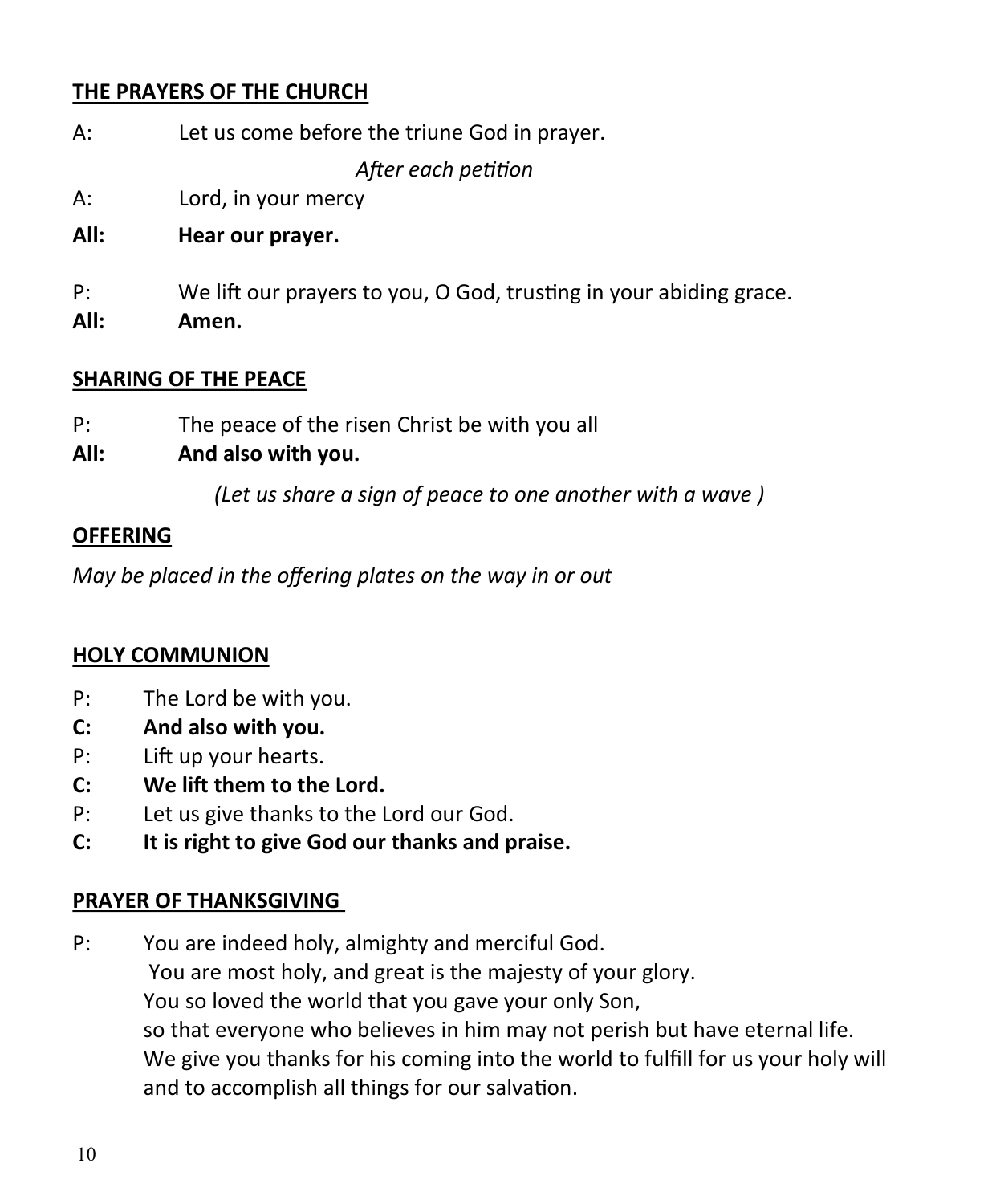## THE PRAYERS OF THE CHURCH

A: Let us come before the triune God in prayer.

*After each petition*

A: Lord, in your mercy

**All: Hear our prayer.**

P: We lift our prayers to you, O God, trusting in your abiding grace.

**All: Amen.**

## SHARING OF THE PEACE

P: The peace of the risen Christ be with you all

**All: And also with you.**

*(Let us share a sign of peace to one another with a wave )*

## OFFERING

*May be placed in the offering plates on the way in or out*

## HOLY COMMUNION

P: The Lord be with you.

**C: And also with you.**

P: Lift up your hearts.

**C: We lift them to the Lord.**

P: Let us give thanks to the Lord our God.

**C: It is right to give God our thanks and praise.**

## PRAYER OF THANKSGIVING

P: You are indeed holy, almighty and merciful God.
You are most holy, and great is the majesty of your glory.
You so loved the world that you gave your only Son,
so that everyone who believes in him may not perish but have eternal life.
We give you thanks for his coming into the world to fulfill for us your holy will and to accomplish all things for our salvation.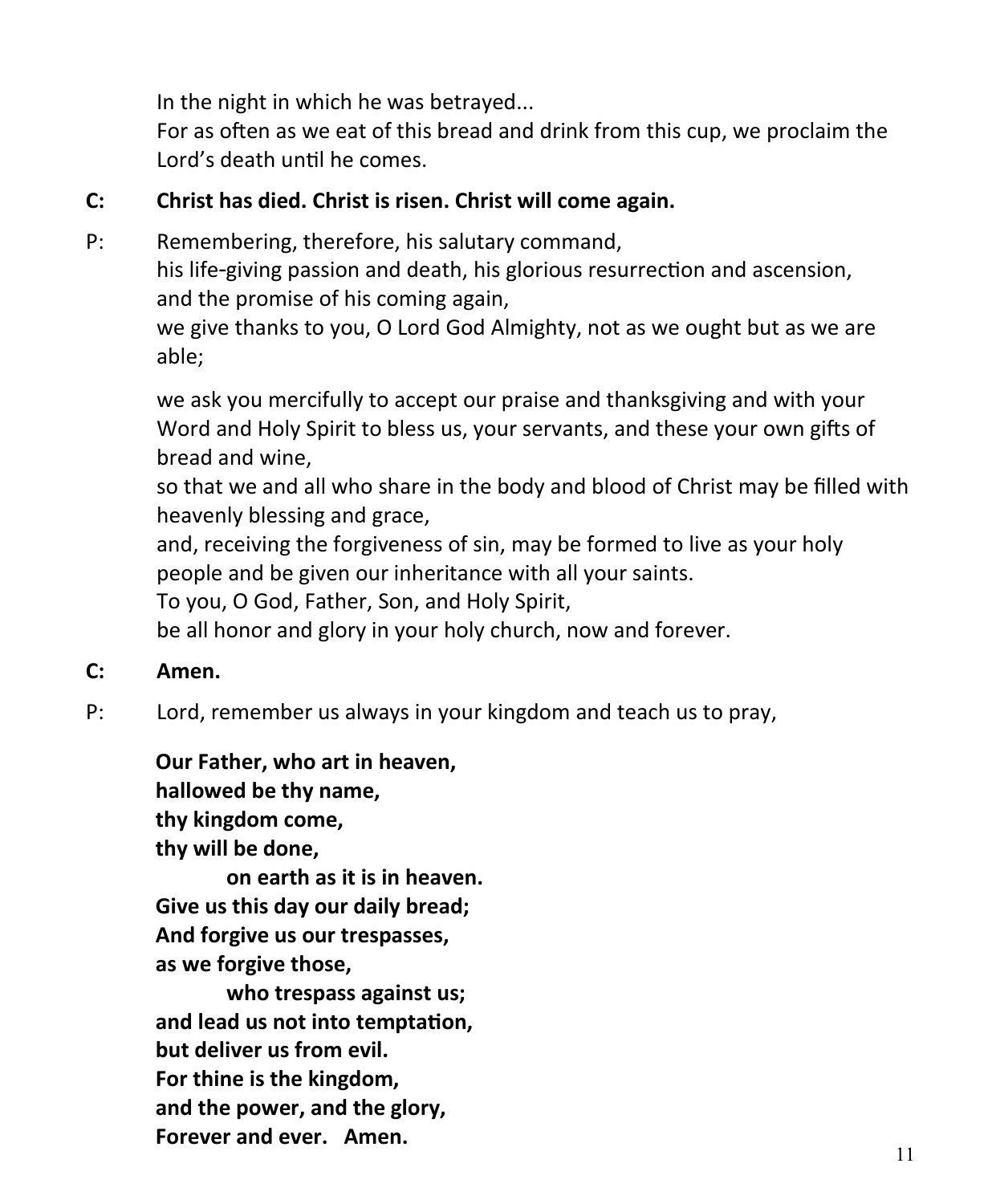In the night in which he was betrayed...
For as often as we eat of this bread and drink from this cup, we proclaim the Lord's death until he comes.

**C: Christ has died. Christ is risen. Christ will come again.**

P: Remembering, therefore, his salutary command,
his life-giving passion and death, his glorious resurrection and ascension,
and the promise of his coming again,
we give thanks to you, O Lord God Almighty, not as we ought but as we are able;

we ask you mercifully to accept our praise and thanksgiving and with your Word and Holy Spirit to bless us, your servants, and these your own gifts of bread and wine,
so that we and all who share in the body and blood of Christ may be filled with heavenly blessing and grace,
and, receiving the forgiveness of sin, may be formed to live as your holy people and be given our inheritance with all your saints.
To you, O God, Father, Son, and Holy Spirit,
be all honor and glory in your holy church, now and forever.

**C: Amen.**

P: Lord, remember us always in your kingdom and teach us to pray,

**Our Father, who art in heaven,**
**hallowed be thy name,**
**thy kingdom come,**
**thy will be done,**
**on earth as it is in heaven.**
**Give us this day our daily bread;**
**And forgive us our trespasses,**
**as we forgive those,**
**who trespass against us;**
**and lead us not into temptation,**
**but deliver us from evil.**
**For thine is the kingdom,**
**and the power, and the glory,**
**Forever and ever. Amen.**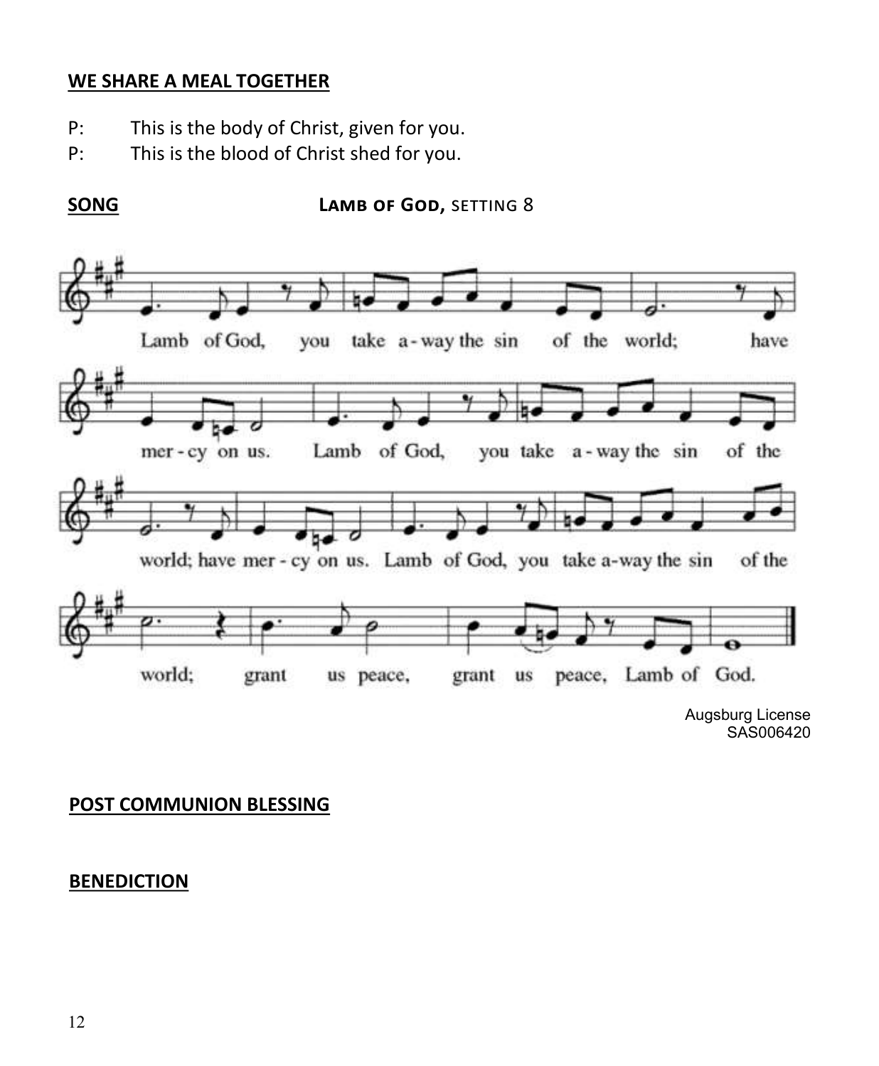## WE SHARE A MEAL TOGETHER

P: This is the body of Christ, given for you.

P: This is the blood of Christ shed for you.

## SONG — LAMB OF GOD, SETTING 8

Lamb of God, you take away the sin of the world; have mercy on us. Lamb of God, you take away the sin of the world; have mercy on us. Lamb of God, you take away the sin of the world; grant us peace, grant us peace, Lamb of God.

Augsburg License
SAS006420

## POST COMMUNION BLESSING

## BENEDICTION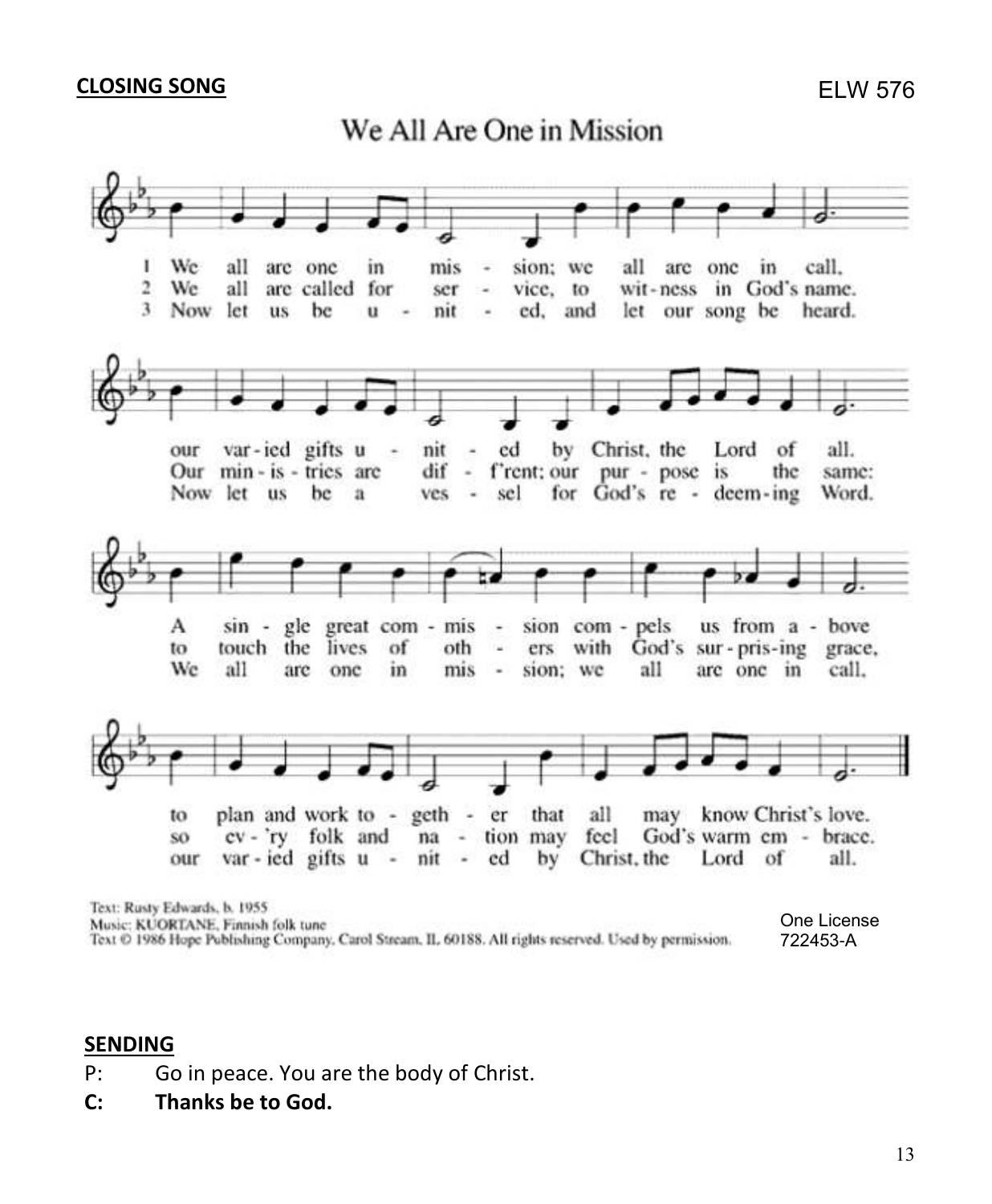**CLOSING SONG** ELW 576

## We All Are One in Mission

1 We all are one in mis - sion; we all are one in call,
our var-ied gifts u - nit - ed by Christ, the Lord of all.
A sin - gle great com - mis - sion com - pels us from a - bove
to plan and work to - geth - er that all may know Christ's love.

2 We all are called for ser - vice, to wit-ness in God's name.
Our min - is - tries are dif - f'rent; our pur - pose is the same:
to touch the lives of oth - ers with God's sur - pris-ing grace,
so ev - 'ry folk and na - tion may feel God's warm em - brace.

3 Now let us be u - nit - ed, and let our song be heard.
Now let us be a ves - sel for God's re - deem-ing Word.
We all are one in mis - sion; we all are one in call,
our var - ied gifts u - nit - ed by Christ, the Lord of all.

Text: Rusty Edwards, b. 1955
Music: KUORTANE, Finnish folk tune
Text © 1986 Hope Publishing Company, Carol Stream, IL 60188. All rights reserved. Used by permission.

One License 722453-A

**SENDING**

P: Go in peace. You are the body of Christ.

**C: Thanks be to God.**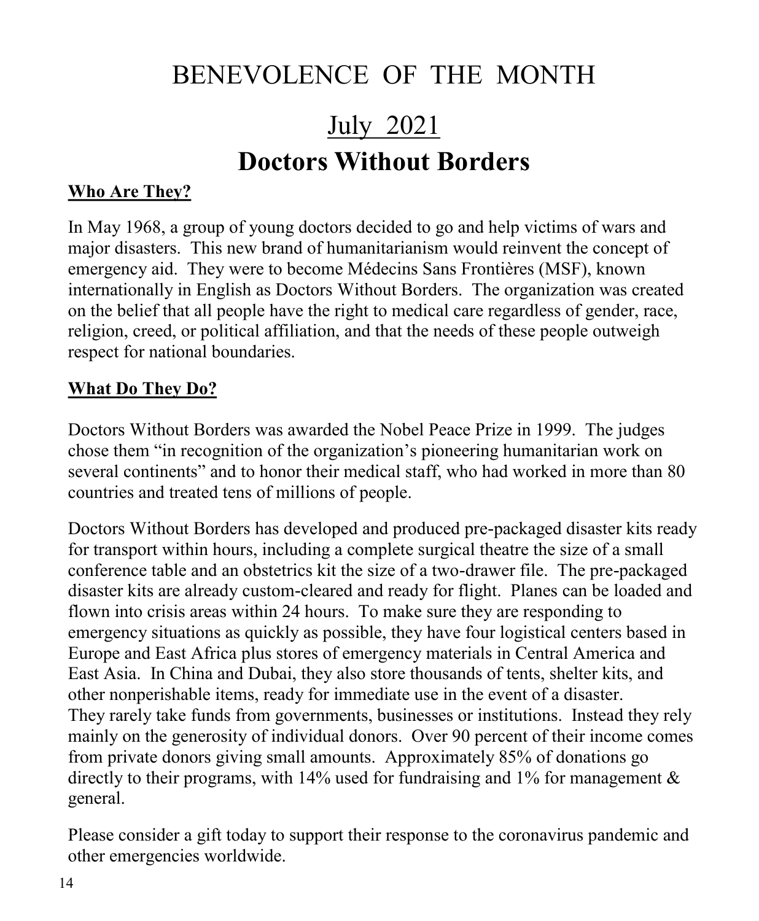# BENEVOLENCE OF THE MONTH

## <u>July 2021</u>

## Doctors Without Borders

**<u>Who Are They?</u>**

In May 1968, a group of young doctors decided to go and help victims of wars and major disasters. This new brand of humanitarianism would reinvent the concept of emergency aid. They were to become Médecins Sans Frontières (MSF), known internationally in English as Doctors Without Borders. The organization was created on the belief that all people have the right to medical care regardless of gender, race, religion, creed, or political affiliation, and that the needs of these people outweigh respect for national boundaries.

**<u>What Do They Do?</u>**

Doctors Without Borders was awarded the Nobel Peace Prize in 1999. The judges chose them "in recognition of the organization's pioneering humanitarian work on several continents" and to honor their medical staff, who had worked in more than 80 countries and treated tens of millions of people.

Doctors Without Borders has developed and produced pre-packaged disaster kits ready for transport within hours, including a complete surgical theatre the size of a small conference table and an obstetrics kit the size of a two-drawer file. The pre-packaged disaster kits are already custom-cleared and ready for flight. Planes can be loaded and flown into crisis areas within 24 hours. To make sure they are responding to emergency situations as quickly as possible, they have four logistical centers based in Europe and East Africa plus stores of emergency materials in Central America and East Asia. In China and Dubai, they also store thousands of tents, shelter kits, and other nonperishable items, ready for immediate use in the event of a disaster. They rarely take funds from governments, businesses or institutions. Instead they rely mainly on the generosity of individual donors. Over 90 percent of their income comes from private donors giving small amounts. Approximately 85% of donations go directly to their programs, with 14% used for fundraising and 1% for management & general.

Please consider a gift today to support their response to the coronavirus pandemic and other emergencies worldwide.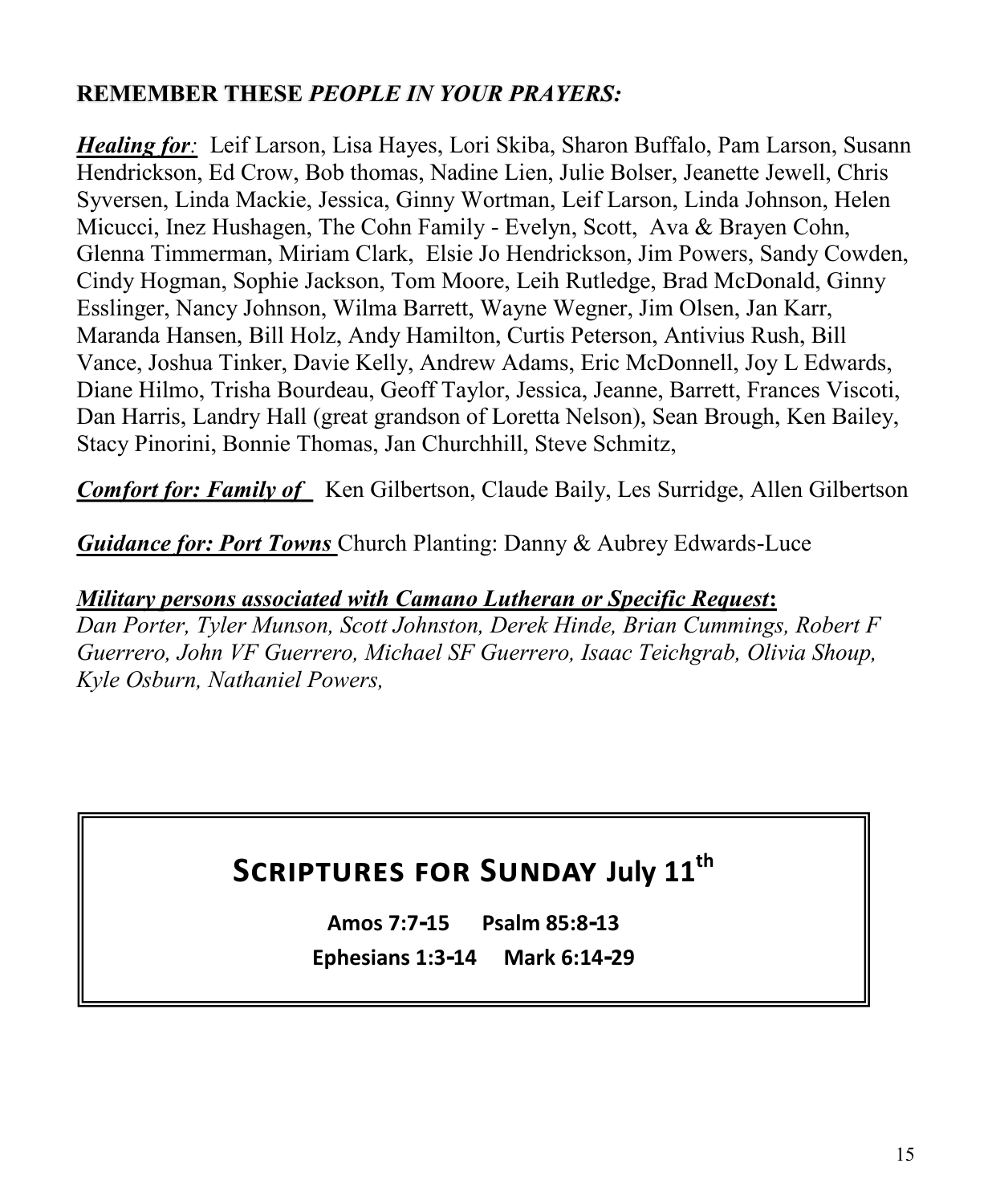## **REMEMBER THESE** ***PEOPLE IN YOUR PRAYERS:***

***Healing for**:* Leif Larson, Lisa Hayes, Lori Skiba, Sharon Buffalo, Pam Larson, Susann Hendrickson, Ed Crow, Bob thomas, Nadine Lien, Julie Bolser, Jeanette Jewell, Chris Syversen, Linda Mackie, Jessica, Ginny Wortman, Leif Larson, Linda Johnson, Helen Micucci, Inez Hushagen, The Cohn Family - Evelyn, Scott, Ava & Brayen Cohn, Glenna Timmerman, Miriam Clark, Elsie Jo Hendrickson, Jim Powers, Sandy Cowden, Cindy Hogman, Sophie Jackson, Tom Moore, Leih Rutledge, Brad McDonald, Ginny Esslinger, Nancy Johnson, Wilma Barrett, Wayne Wegner, Jim Olsen, Jan Karr, Maranda Hansen, Bill Holz, Andy Hamilton, Curtis Peterson, Antivius Rush, Bill Vance, Joshua Tinker, Davie Kelly, Andrew Adams, Eric McDonnell, Joy L Edwards, Diane Hilmo, Trisha Bourdeau, Geoff Taylor, Jessica, Jeanne, Barrett, Frances Viscoti, Dan Harris, Landry Hall (great grandson of Loretta Nelson), Sean Brough, Ken Bailey, Stacy Pinorini, Bonnie Thomas, Jan Churchhill, Steve Schmitz,

***Comfort for: Family of*** Ken Gilbertson, Claude Baily, Les Surridge, Allen Gilbertson

***Guidance for: Port Towns*** Church Planting: Danny & Aubrey Edwards-Luce

***Military persons associated with Camano Lutheran or Specific Request*:**
*Dan Porter, Tyler Munson, Scott Johnston, Derek Hinde, Brian Cummings, Robert F Guerrero, John VF Guerrero, Michael SF Guerrero, Isaac Teichgrab, Olivia Shoup, Kyle Osburn, Nathaniel Powers,*

## **SCRIPTURES FOR SUNDAY July 11th**

**Amos 7:7-15 Psalm 85:8-13**

**Ephesians 1:3-14 Mark 6:14-29**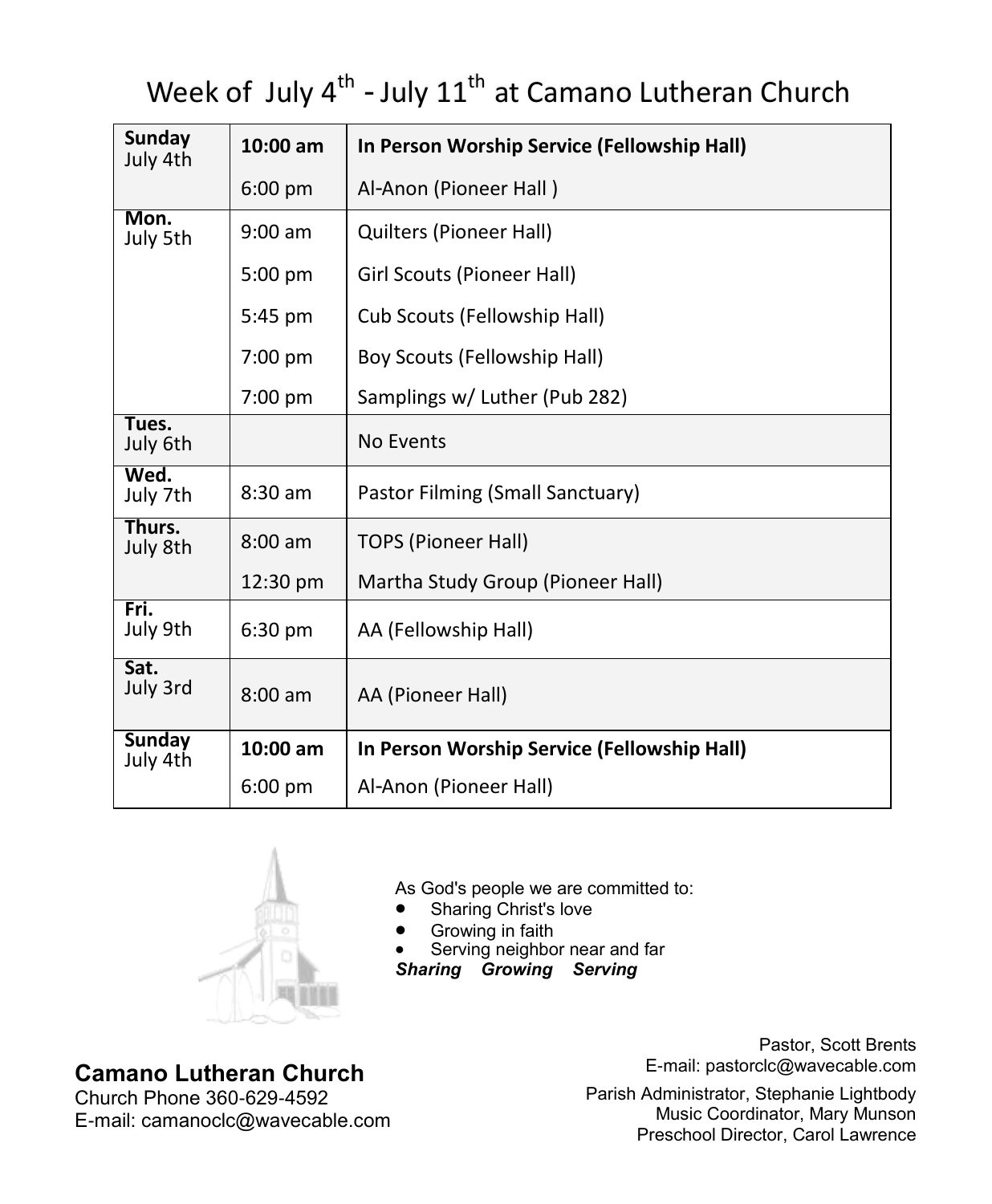# Week of July 4th - July 11th at Camano Lutheran Church

| | | |
|---|---|---|
| **Sunday** July 4th | **10:00 am** | **In Person Worship Service (Fellowship Hall)** |
| | 6:00 pm | Al-Anon (Pioneer Hall ) |
| **Mon.** July 5th | 9:00 am | Quilters (Pioneer Hall) |
| | 5:00 pm | Girl Scouts (Pioneer Hall) |
| | 5:45 pm | Cub Scouts (Fellowship Hall) |
| | 7:00 pm | Boy Scouts (Fellowship Hall) |
| | 7:00 pm | Samplings w/ Luther (Pub 282) |
| **Tues.** July 6th | | No Events |
| **Wed.** July 7th | 8:30 am | Pastor Filming (Small Sanctuary) |
| **Thurs.** July 8th | 8:00 am | TOPS (Pioneer Hall) |
| | 12:30 pm | Martha Study Group (Pioneer Hall) |
| **Fri.** July 9th | 6:30 pm | AA (Fellowship Hall) |
| **Sat.** July 3rd | 8:00 am | AA (Pioneer Hall) |
| **Sunday** July 4th | **10:00 am** | **In Person Worship Service (Fellowship Hall)** |
| | 6:00 pm | Al-Anon (Pioneer Hall) |

As God's people we are committed to:

- Sharing Christ's love
- Growing in faith
- Serving neighbor near and far

***Sharing Growing Serving***

**Camano Lutheran Church**
Church Phone 360-629-4592
E-mail: camanoclc@wavecable.com

Pastor, Scott Brents
E-mail: pastorclc@wavecable.com

Parish Administrator, Stephanie Lightbody
Music Coordinator, Mary Munson
Preschool Director, Carol Lawrence